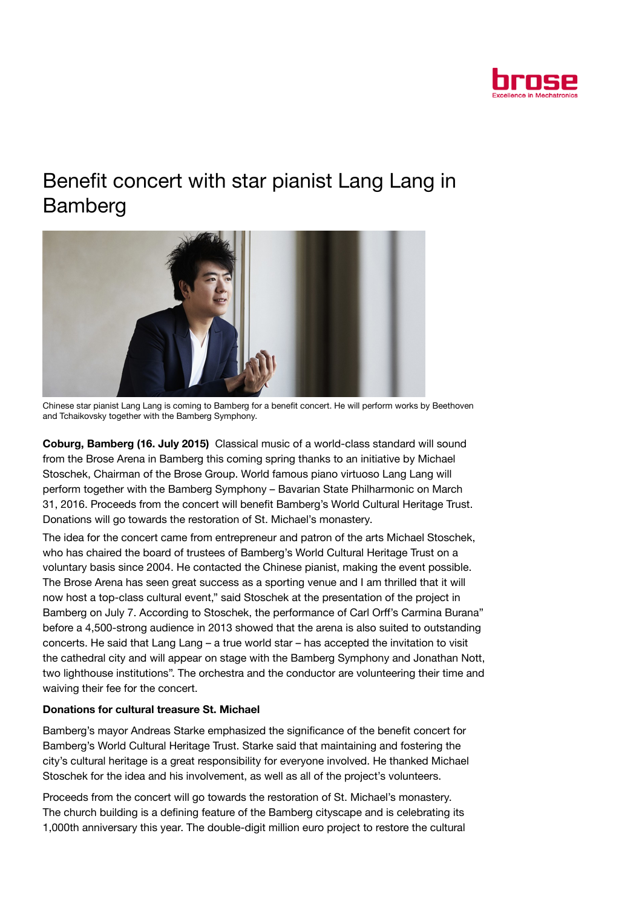# Benefit concert with star pianist Lang Lang in Bamberg

Chinese star pianist Lang Lang is coming to Bamberg for a benefit concert. He will perform works by Beethoven and Tchaikovsky together with the Bamberg Symphony.

**Coburg, Bamberg (16. July 2015)** Classical music of a world-class standard will sound from the Brose Arena in Bamberg this coming spring thanks to an initiative by Michael Stoschek, Chairman of the Brose Group. World famous piano virtuoso Lang Lang will perform together with the Bamberg Symphony – Bavarian State Philharmonic on March 31, 2016. Proceeds from the concert will benefit Bamberg's World Cultural Heritage Trust. Donations will go towards the restoration of St. Michael's monastery.

The idea for the concert came from entrepreneur and patron of the arts Michael Stoschek, who has chaired the board of trustees of Bamberg's World Cultural Heritage Trust on a voluntary basis since 2004. He contacted the Chinese pianist, making the event possible. The Brose Arena has seen great success as a sporting venue and I am thrilled that it will now host a top-class cultural event," said Stoschek at the presentation of the project in Bamberg on July 7. According to Stoschek, the performance of Carl Orff's Carmina Burana" before a 4,500-strong audience in 2013 showed that the arena is also suited to outstanding concerts. He said that Lang Lang – a true world star – has accepted the invitation to visit the cathedral city and will appear on stage with the Bamberg Symphony and Jonathan Nott, two lighthouse institutions". The orchestra and the conductor are volunteering their time and waiving their fee for the concert.

**Donations for cultural treasure St. Michael**

Bamberg's mayor Andreas Starke emphasized the significance of the benefit concert for Bamberg's World Cultural Heritage Trust. Starke said that maintaining and fostering the city's cultural heritage is a great responsibility for everyone involved. He thanked Michael Stoschek for the idea and his involvement, as well as all of the project's volunteers.

Proceeds from the concert will go towards the restoration of St. Michael's monastery. The church building is a defining feature of the Bamberg cityscape and is celebrating its 1,000th anniversary this year. The double-digit million euro project to restore the cultural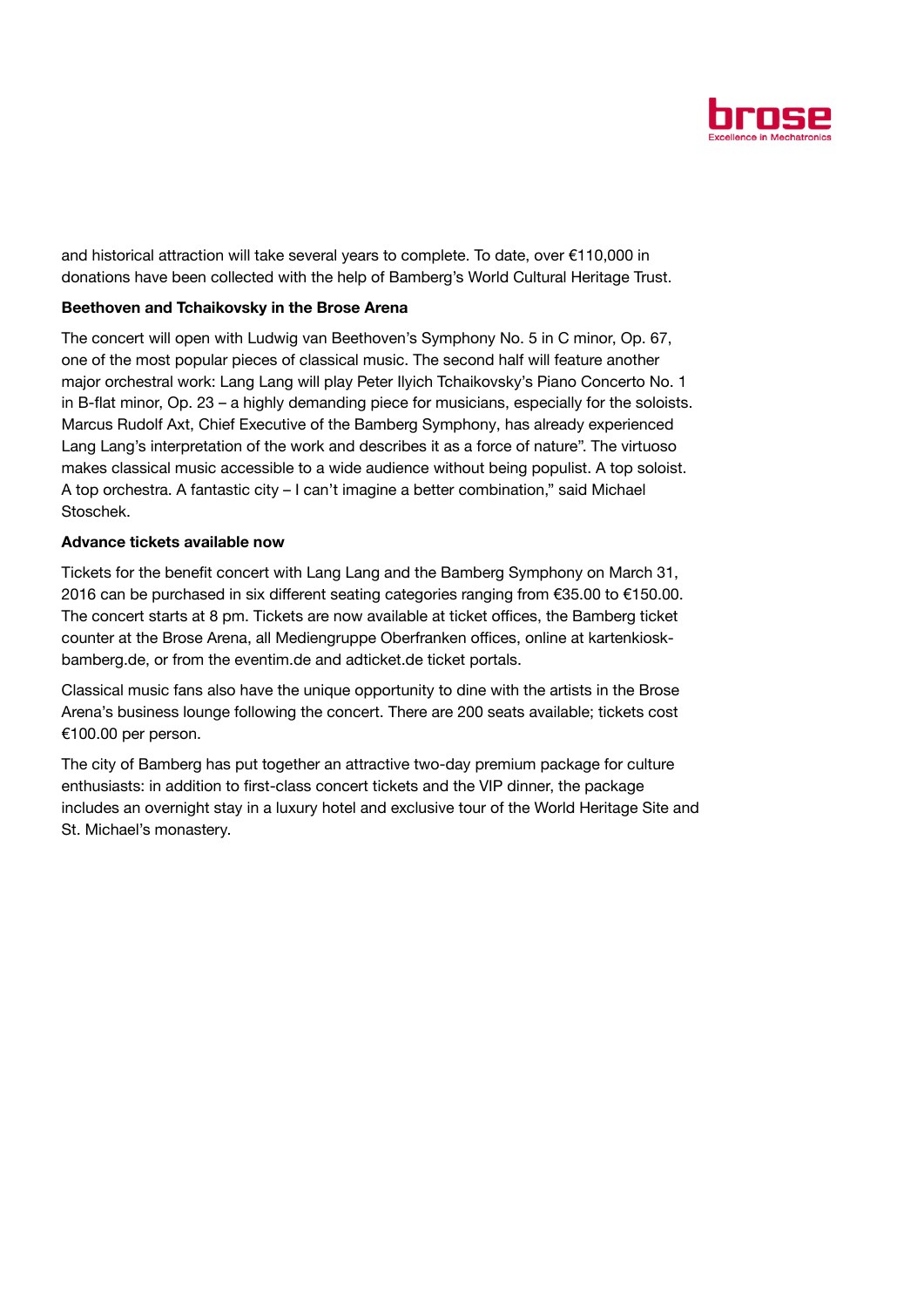and historical attraction will take several years to complete. To date, over €110,000 in donations have been collected with the help of Bamberg's World Cultural Heritage Trust.

**Beethoven and Tchaikovsky in the Brose Arena**

The concert will open with Ludwig van Beethoven's Symphony No. 5 in C minor, Op. 67, one of the most popular pieces of classical music. The second half will feature another major orchestral work: Lang Lang will play Peter Ilyich Tchaikovsky's Piano Concerto No. 1 in B-flat minor, Op. 23 – a highly demanding piece for musicians, especially for the soloists. Marcus Rudolf Axt, Chief Executive of the Bamberg Symphony, has already experienced Lang Lang's interpretation of the work and describes it as a force of nature". The virtuoso makes classical music accessible to a wide audience without being populist. A top soloist. A top orchestra. A fantastic city – I can't imagine a better combination," said Michael Stoschek.

**Advance tickets available now**

Tickets for the benefit concert with Lang Lang and the Bamberg Symphony on March 31, 2016 can be purchased in six different seating categories ranging from €35.00 to €150.00. The concert starts at 8 pm. Tickets are now available at ticket offices, the Bamberg ticket counter at the Brose Arena, all Mediengruppe Oberfranken offices, online at kartenkiosk-bamberg.de, or from the eventim.de and adticket.de ticket portals.

Classical music fans also have the unique opportunity to dine with the artists in the Brose Arena's business lounge following the concert. There are 200 seats available; tickets cost €100.00 per person.

The city of Bamberg has put together an attractive two-day premium package for culture enthusiasts: in addition to first-class concert tickets and the VIP dinner, the package includes an overnight stay in a luxury hotel and exclusive tour of the World Heritage Site and St. Michael's monastery.